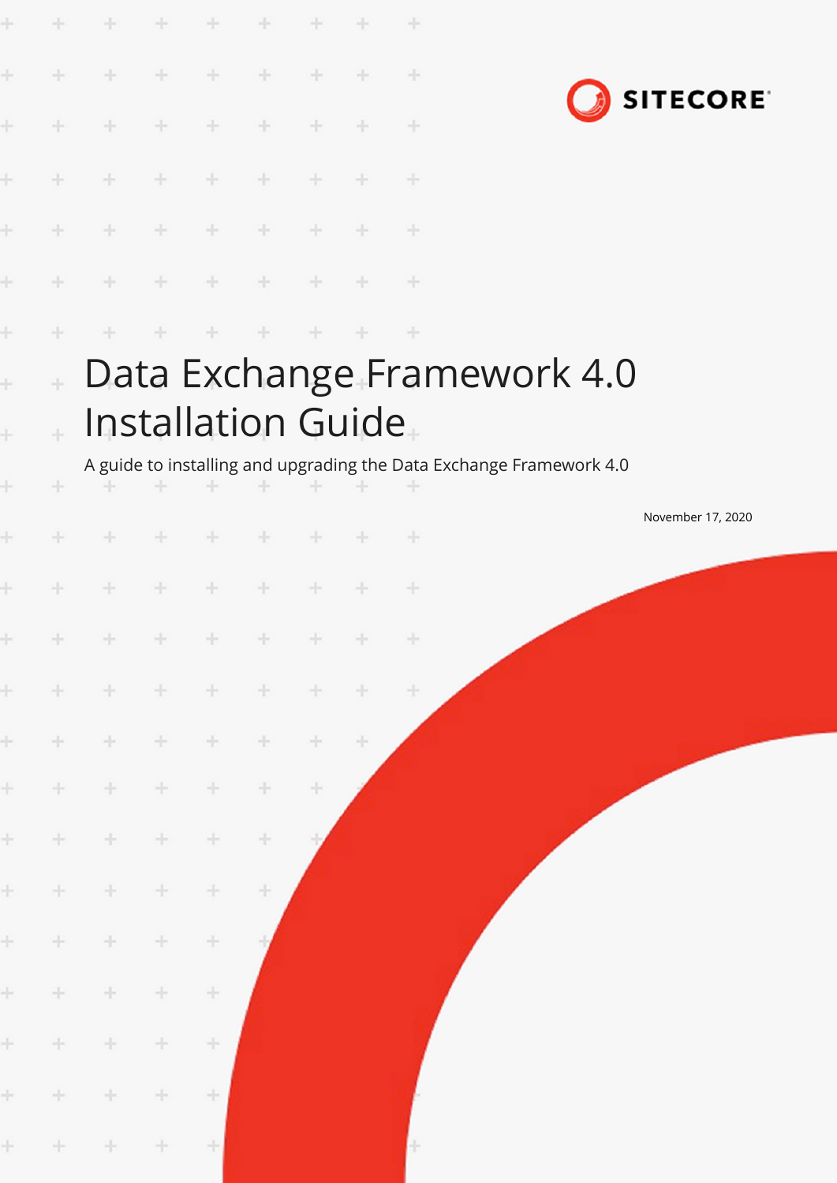SITECORE

# Data Exchange Framework 4.0 Installation Guide

A guide to installing and upgrading the Data Exchange Framework 4.0

November 17, 2020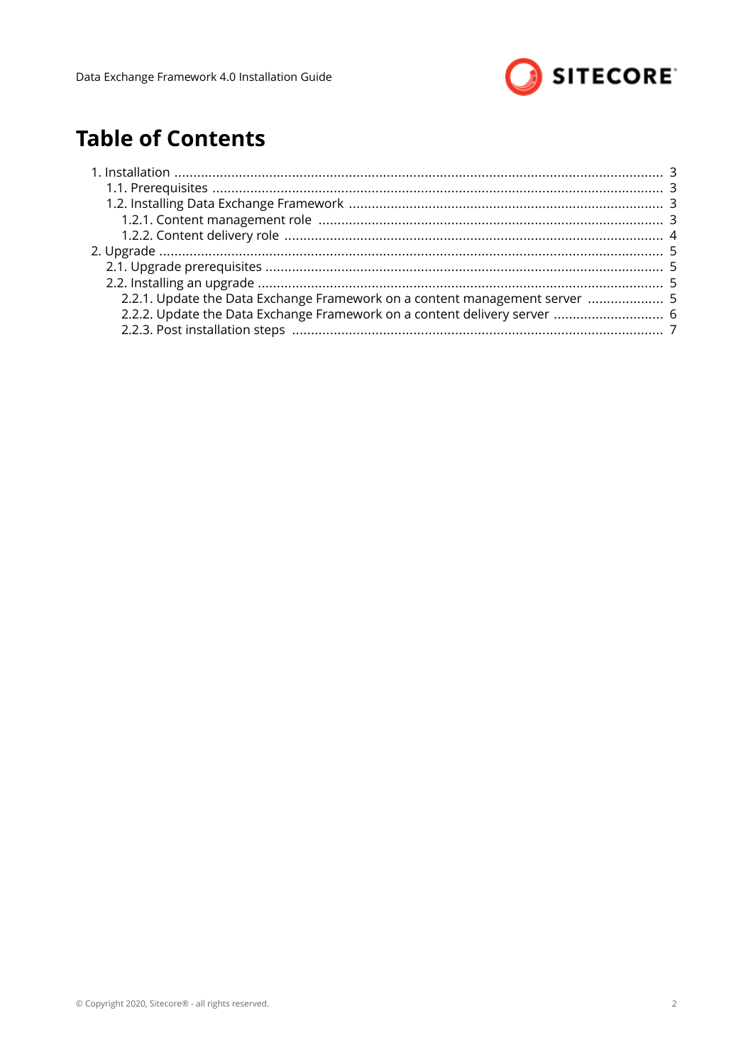# Table of Contents

- 1. Installation ... 3
  - 1.1. Prerequisites ... 3
  - 1.2. Installing Data Exchange Framework ... 3
    - 1.2.1. Content management role ... 3
    - 1.2.2. Content delivery role ... 4
- 2. Upgrade ... 5
  - 2.1. Upgrade prerequisites ... 5
  - 2.2. Installing an upgrade ... 5
    - 2.2.1. Update the Data Exchange Framework on a content management server ... 5
    - 2.2.2. Update the Data Exchange Framework on a content delivery server ... 6
    - 2.2.3. Post installation steps ... 7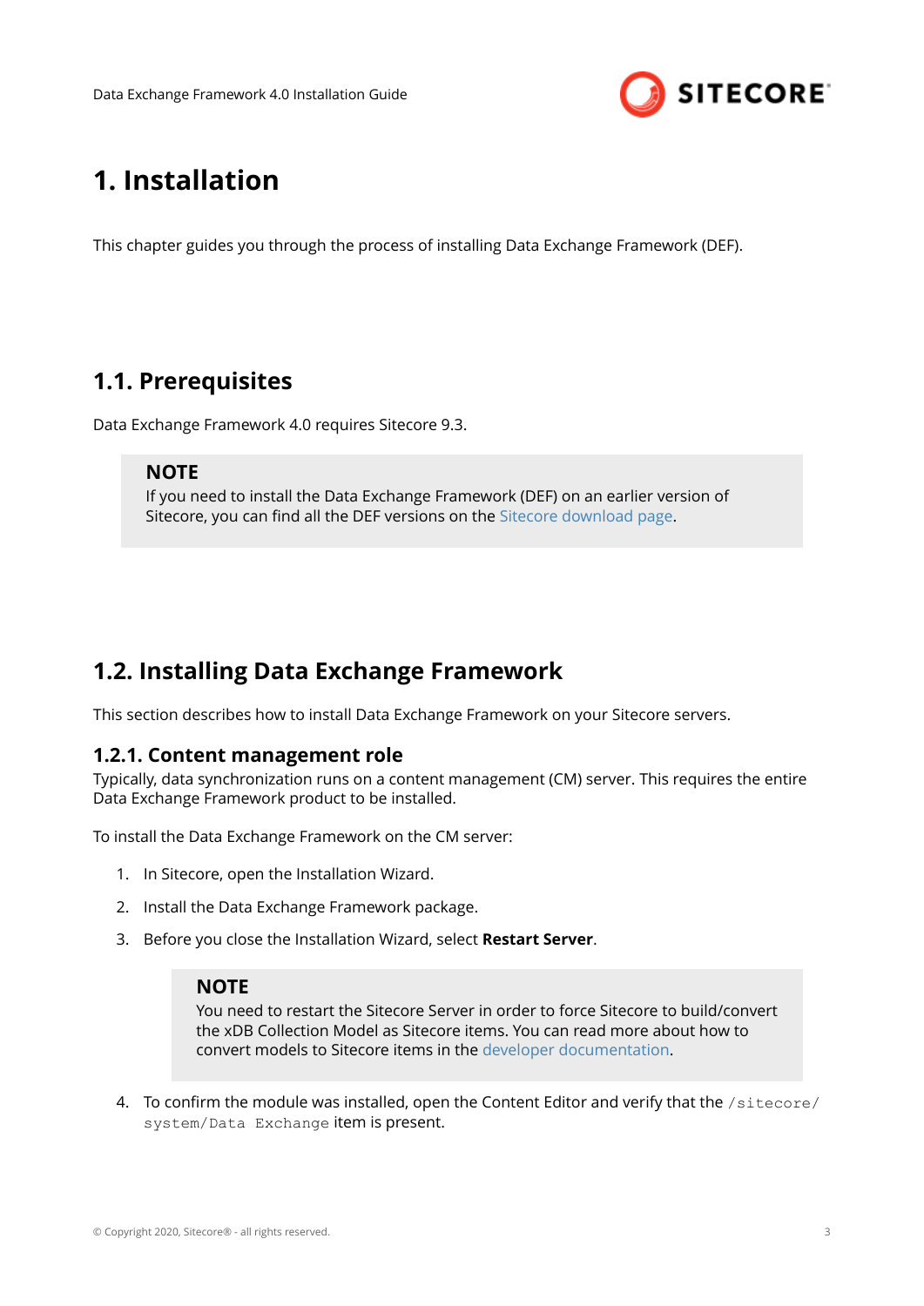# 1. Installation

This chapter guides you through the process of installing Data Exchange Framework (DEF).

## 1.1. Prerequisites

Data Exchange Framework 4.0 requires Sitecore 9.3.

> **NOTE**
> If you need to install the Data Exchange Framework (DEF) on an earlier version of Sitecore, you can find all the DEF versions on the Sitecore download page.

## 1.2. Installing Data Exchange Framework

This section describes how to install Data Exchange Framework on your Sitecore servers.

### 1.2.1. Content management role

Typically, data synchronization runs on a content management (CM) server. This requires the entire Data Exchange Framework product to be installed.

To install the Data Exchange Framework on the CM server:

1. In Sitecore, open the Installation Wizard.
2. Install the Data Exchange Framework package.
3. Before you close the Installation Wizard, select **Restart Server**.

   > **NOTE**
   > You need to restart the Sitecore Server in order to force Sitecore to build/convert the xDB Collection Model as Sitecore items. You can read more about how to convert models to Sitecore items in the developer documentation.

4. To confirm the module was installed, open the Content Editor and verify that the `/sitecore/system/Data Exchange` item is present.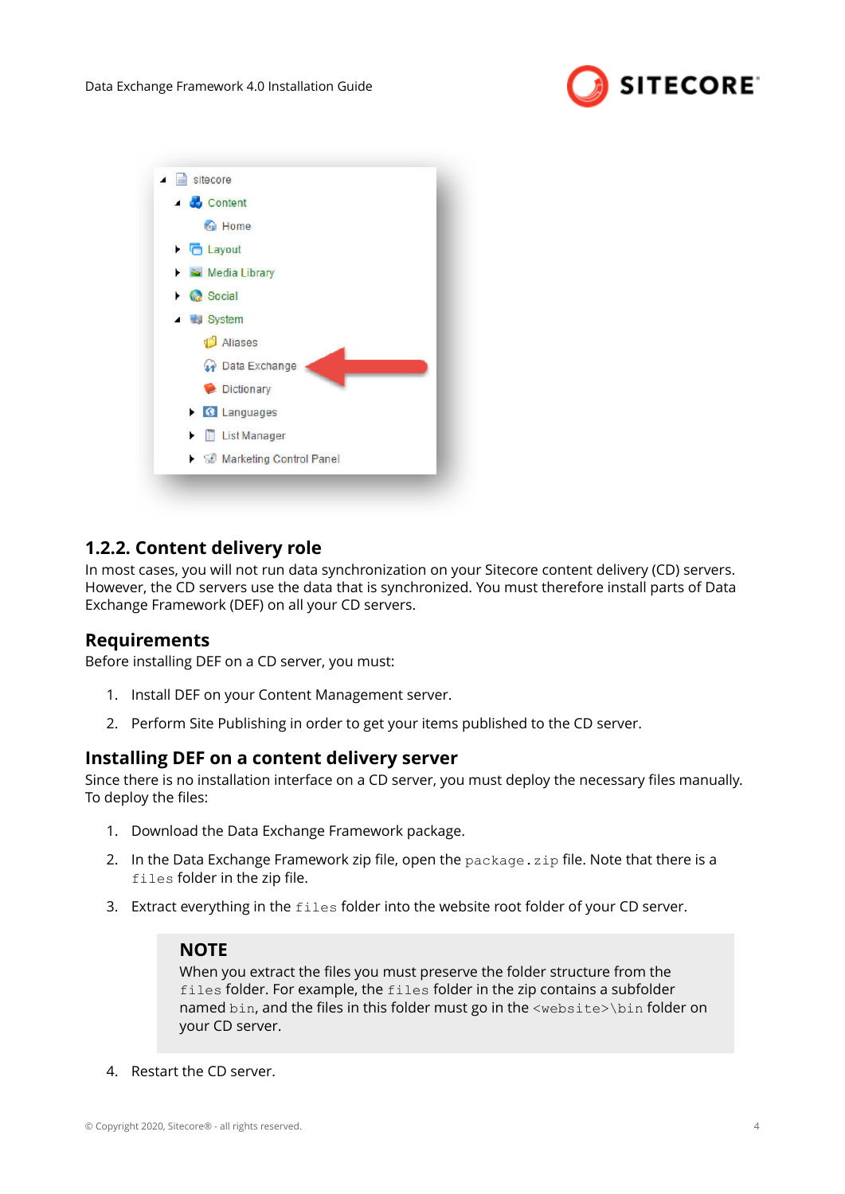## 1.2.2. Content delivery role

In most cases, you will not run data synchronization on your Sitecore content delivery (CD) servers. However, the CD servers use the data that is synchronized. You must therefore install parts of Data Exchange Framework (DEF) on all your CD servers.

### Requirements

Before installing DEF on a CD server, you must:

1. Install DEF on your Content Management server.
2. Perform Site Publishing in order to get your items published to the CD server.

### Installing DEF on a content delivery server

Since there is no installation interface on a CD server, you must deploy the necessary files manually. To deploy the files:

1. Download the Data Exchange Framework package.
2. In the Data Exchange Framework zip file, open the `package.zip` file. Note that there is a `files` folder in the zip file.
3. Extract everything in the `files` folder into the website root folder of your CD server.

> **NOTE**
> When you extract the files you must preserve the folder structure from the `files` folder. For example, the `files` folder in the zip contains a subfolder named `bin`, and the files in this folder must go in the `<website>\bin` folder on your CD server.

4. Restart the CD server.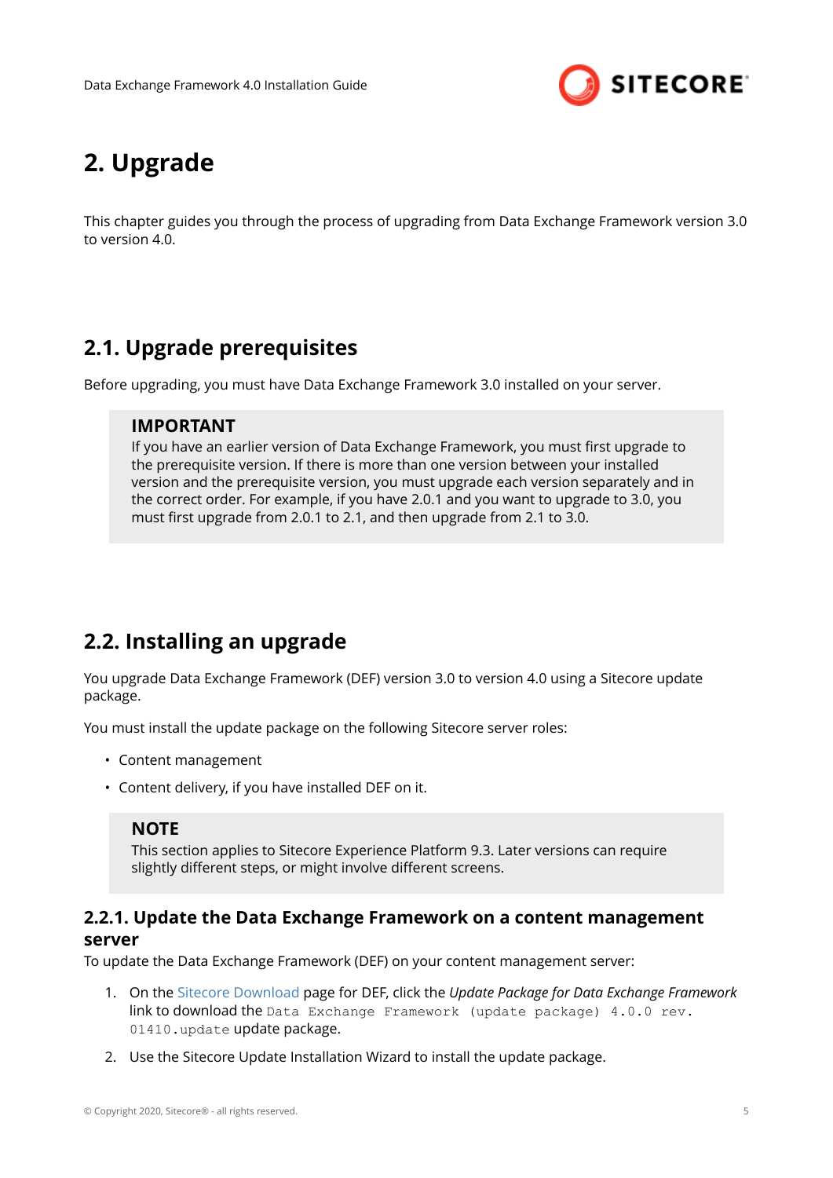# 2. Upgrade

This chapter guides you through the process of upgrading from Data Exchange Framework version 3.0 to version 4.0.

## 2.1. Upgrade prerequisites

Before upgrading, you must have Data Exchange Framework 3.0 installed on your server.

> **IMPORTANT**
> If you have an earlier version of Data Exchange Framework, you must first upgrade to the prerequisite version. If there is more than one version between your installed version and the prerequisite version, you must upgrade each version separately and in the correct order. For example, if you have 2.0.1 and you want to upgrade to 3.0, you must first upgrade from 2.0.1 to 2.1, and then upgrade from 2.1 to 3.0.

## 2.2. Installing an upgrade

You upgrade Data Exchange Framework (DEF) version 3.0 to version 4.0 using a Sitecore update package.

You must install the update package on the following Sitecore server roles:

- Content management
- Content delivery, if you have installed DEF on it.

> **NOTE**
> This section applies to Sitecore Experience Platform 9.3. Later versions can require slightly different steps, or might involve different screens.

### 2.2.1. Update the Data Exchange Framework on a content management server

To update the Data Exchange Framework (DEF) on your content management server:

1. On the Sitecore Download page for DEF, click the *Update Package for Data Exchange Framework* link to download the `Data Exchange Framework (update package) 4.0.0 rev. 01410.update` update package.
2. Use the Sitecore Update Installation Wizard to install the update package.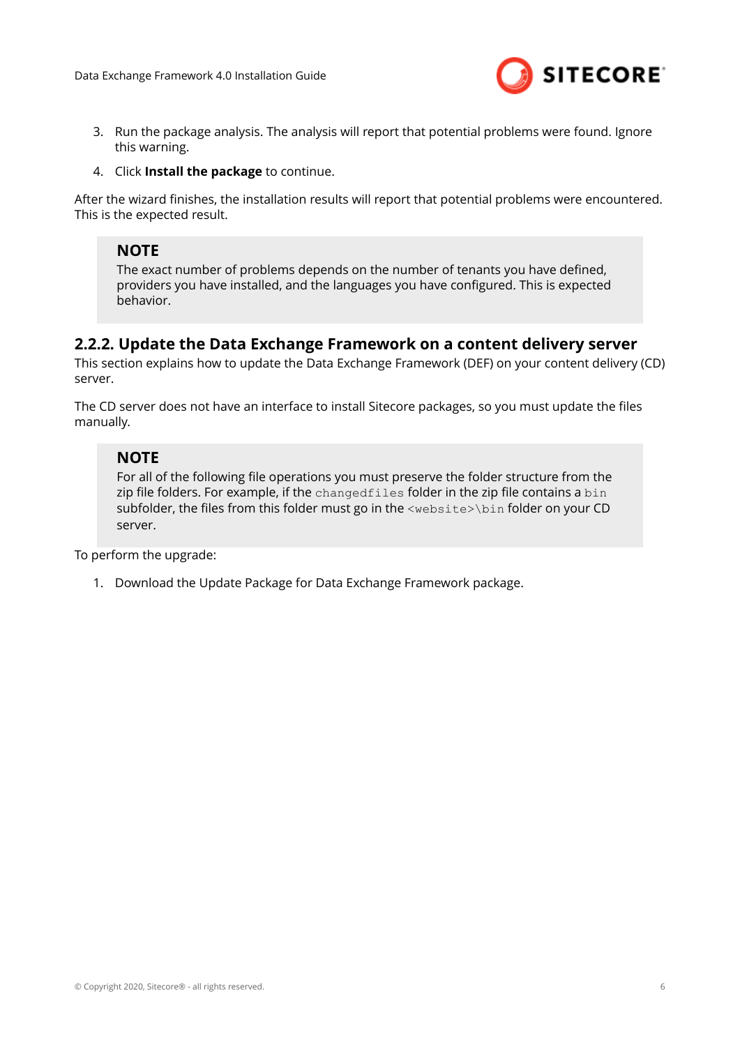3. Run the package analysis. The analysis will report that potential problems were found. Ignore this warning.

4. Click **Install the package** to continue.

After the wizard finishes, the installation results will report that potential problems were encountered. This is the expected result.

> **NOTE**
> The exact number of problems depends on the number of tenants you have defined, providers you have installed, and the languages you have configured. This is expected behavior.

### 2.2.2. Update the Data Exchange Framework on a content delivery server

This section explains how to update the Data Exchange Framework (DEF) on your content delivery (CD) server.

The CD server does not have an interface to install Sitecore packages, so you must update the files manually.

> **NOTE**
> For all of the following file operations you must preserve the folder structure from the zip file folders. For example, if the `changedfiles` folder in the zip file contains a `bin` subfolder, the files from this folder must go in the `<website>\bin` folder on your CD server.

To perform the upgrade:

1. Download the Update Package for Data Exchange Framework package.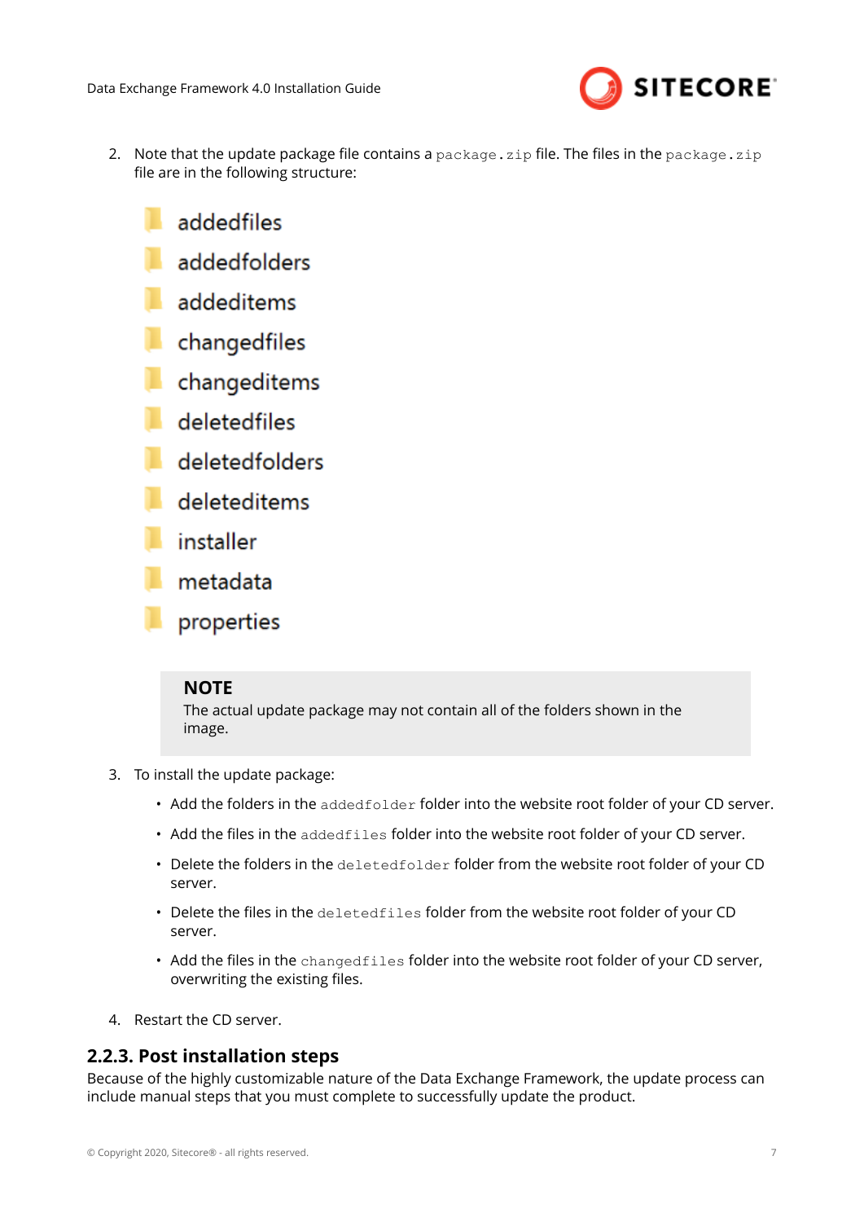2. Note that the update package file contains a `package.zip` file. The files in the `package.zip` file are in the following structure:

   - addedfiles
   - addedfolders
   - addeditems
   - changedfiles
   - changeditems
   - deletedfiles
   - deletedfolders
   - deleteditems
   - installer
   - metadata
   - properties

   > **NOTE**
   > The actual update package may not contain all of the folders shown in the image.

3. To install the update package:
   - Add the folders in the `addedfolder` folder into the website root folder of your CD server.
   - Add the files in the `addedfiles` folder into the website root folder of your CD server.
   - Delete the folders in the `deletedfolder` folder from the website root folder of your CD server.
   - Delete the files in the `deletedfiles` folder from the website root folder of your CD server.
   - Add the files in the `changedfiles` folder into the website root folder of your CD server, overwriting the existing files.

4. Restart the CD server.

### 2.2.3. Post installation steps

Because of the highly customizable nature of the Data Exchange Framework, the update process can include manual steps that you must complete to successfully update the product.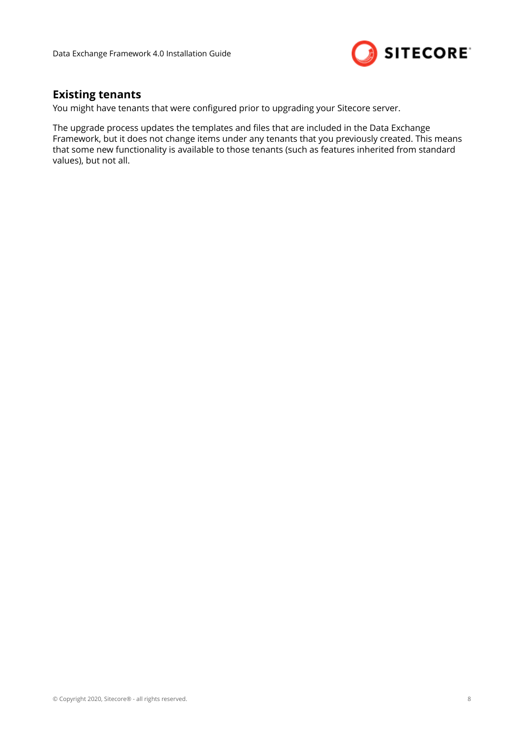## Existing tenants

You might have tenants that were configured prior to upgrading your Sitecore server.

The upgrade process updates the templates and files that are included in the Data Exchange Framework, but it does not change items under any tenants that you previously created. This means that some new functionality is available to those tenants (such as features inherited from standard values), but not all.